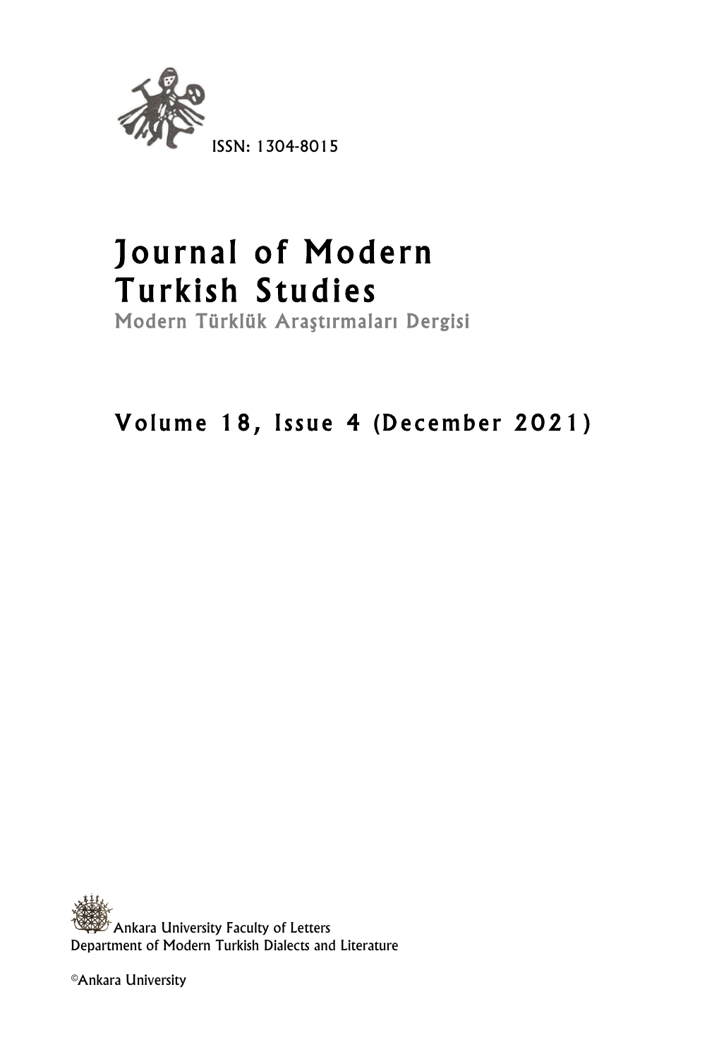ISSN: 1304-8015

# Journal of Modern Turkish Studies

Modern Türklük Araştırmaları Dergisi

## Volume 18, Issue 4 (December 2021)

Ankara University Faculty of Letters
Department of Modern Turkish Dialects and Literature

©Ankara University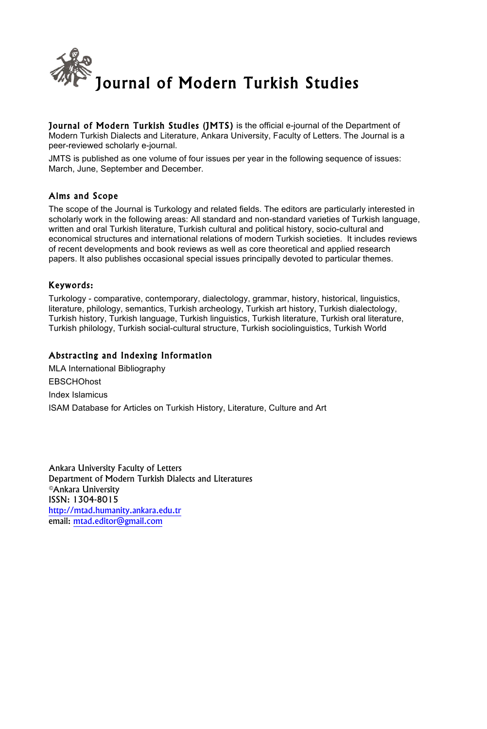# Journal of Modern Turkish Studies

**Journal of Modern Turkish Studies (JMTS)** is the official e-journal of the Department of Modern Turkish Dialects and Literature, Ankara University, Faculty of Letters. The Journal is a peer-reviewed scholarly e-journal.

JMTS is published as one volume of four issues per year in the following sequence of issues: March, June, September and December.

## Aims and Scope

The scope of the Journal is Turkology and related fields. The editors are particularly interested in scholarly work in the following areas: All standard and non-standard varieties of Turkish language, written and oral Turkish literature, Turkish cultural and political history, socio-cultural and economical structures and international relations of modern Turkish societies. It includes reviews of recent developments and book reviews as well as core theoretical and applied research papers. It also publishes occasional special issues principally devoted to particular themes.

## Keywords:

Turkology - comparative, contemporary, dialectology, grammar, history, historical, linguistics, literature, philology, semantics, Turkish archeology, Turkish art history, Turkish dialectology, Turkish history, Turkish language, Turkish linguistics, Turkish literature, Turkish oral literature, Turkish philology, Turkish social-cultural structure, Turkish sociolinguistics, Turkish World

## Abstracting and Indexing Information

MLA International Bibliography

EBSCHOhost

Index Islamicus

ISAM Database for Articles on Turkish History, Literature, Culture and Art

Ankara University Faculty of Letters
Department of Modern Turkish Dialects and Literatures
©Ankara University
ISSN: 1304-8015
http://mtad.humanity.ankara.edu.tr
email: mtad.editor@gmail.com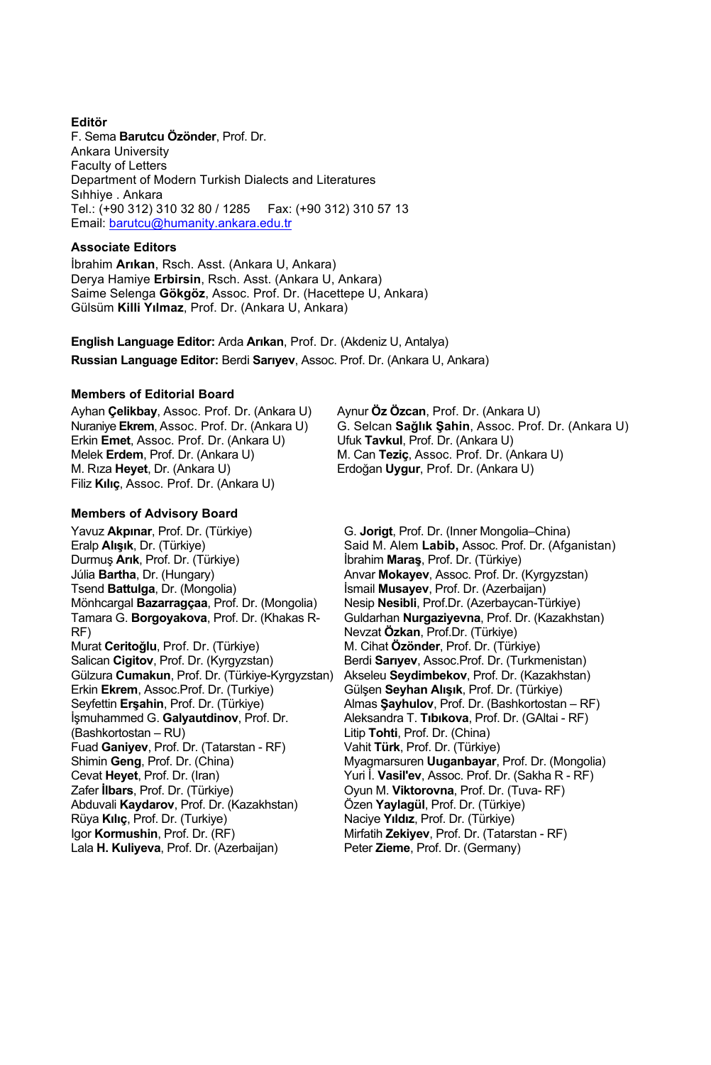**Editör**
F. Sema **Barutcu Özönder**, Prof. Dr.
Ankara University
Faculty of Letters
Department of Modern Turkish Dialects and Literatures
Sıhhiye . Ankara
Tel.: (+90 312) 310 32 80 / 1285 Fax: (+90 312) 310 57 13
Email: barutcu@humanity.ankara.edu.tr

**Associate Editors**

İbrahim **Arıkan**, Rsch. Asst. (Ankara U, Ankara)
Derya Hamiye **Erbirsin**, Rsch. Asst. (Ankara U, Ankara)
Saime Selenga **Gökgöz**, Assoc. Prof. Dr. (Hacettepe U, Ankara)
Gülsüm **Killi Yılmaz**, Prof. Dr. (Ankara U, Ankara)

**English Language Editor:** Arda **Arıkan**, Prof. Dr. (Akdeniz U, Antalya)

**Russian Language Editor:** Berdi **Sarıyev**, Assoc. Prof. Dr. (Ankara U, Ankara)

**Members of Editorial Board**

Ayhan **Çelikbay**, Assoc. Prof. Dr. (Ankara U)
Nuraniye **Ekrem**, Assoc. Prof. Dr. (Ankara U)
Erkin **Emet**, Assoc. Prof. Dr. (Ankara U)
Melek **Erdem**, Prof. Dr. (Ankara U)
M. Rıza **Heyet**, Dr. (Ankara U)
Filiz **Kılıç**, Assoc. Prof. Dr. (Ankara U)
Aynur **Öz Özcan**, Prof. Dr. (Ankara U)
G. Selcan **Sağlık Şahin**, Assoc. Prof. Dr. (Ankara U)
Ufuk **Tavkul**, Prof. Dr. (Ankara U)
M. Can **Teziç**, Assoc. Prof. Dr. (Ankara U)
Erdoğan **Uygur**, Prof. Dr. (Ankara U)

**Members of Advisory Board**

Yavuz **Akpınar**, Prof. Dr. (Türkiye)
Eralp **Alışık**, Dr. (Türkiye)
Durmuş **Arık**, Prof. Dr. (Türkiye)
Júlia **Bartha**, Dr. (Hungary)
Tsend **Battulga**, Dr. (Mongolia)
Mönhcargal **Bazarragçaa**, Prof. Dr. (Mongolia)
Tamara G. **Borgoyakova**, Prof. Dr. (Khakas R-RF)
Murat **Ceritoğlu**, Prof. Dr. (Türkiye)
Salican **Cigitov**, Prof. Dr. (Kyrgyzstan)
Gülzura **Cumakun**, Prof. Dr. (Türkiye-Kyrgyzstan)
Erkin **Ekrem**, Assoc.Prof. Dr. (Turkiye)
Seyfettin **Erşahin**, Prof. Dr. (Türkiye)
İşmuhammed G. **Galyautdinov**, Prof. Dr. (Bashkortostan – RU)
Fuad **Ganiyev**, Prof. Dr. (Tatarstan - RF)
Shimin **Geng**, Prof. Dr. (China)
Cevat **Heyet**, Prof. Dr. (Iran)
Zafer **İlbars**, Prof. Dr. (Türkiye)
Abduvali **Kaydarov**, Prof. Dr. (Kazakhstan)
Rüya **Kılıç**, Prof. Dr. (Turkiye)
Igor **Kormushin**, Prof. Dr. (RF)
Lala **H. Kuliyeva**, Prof. Dr. (Azerbaijan)
G. **Jorigt**, Prof. Dr. (Inner Mongolia–China)
Said M. Alem **Labib,** Assoc. Prof. Dr. (Afganistan)
İbrahim **Maraş**, Prof. Dr. (Türkiye)
Anvar **Mokayev**, Assoc. Prof. Dr. (Kyrgyzstan)
İsmail **Musayev**, Prof. Dr. (Azerbaijan)
Nesip **Nesibli**, Prof.Dr. (Azerbaycan-Türkiye)
Guldarhan **Nurgaziyevna**, Prof. Dr. (Kazakhstan)
Nevzat **Özkan**, Prof.Dr. (Türkiye)
M. Cihat **Özönder**, Prof. Dr. (Türkiye)
Berdi **Sarıyev**, Assoc.Prof. Dr. (Turkmenistan)
Akseleu **Seydimbekov**, Prof. Dr. (Kazakhstan)
Gülşen **Seyhan Alışık**, Prof. Dr. (Türkiye)
Almas **Şayhulov**, Prof. Dr. (Bashkortostan – RF)
Aleksandra T. **Tıbıkova**, Prof. Dr. (GAltai - RF)
Litip **Tohti**, Prof. Dr. (China)
Vahit **Türk**, Prof. Dr. (Türkiye)
Myagmarsuren **Uuganbayar**, Prof. Dr. (Mongolia)
Yuri İ. **Vasil'ev**, Assoc. Prof. Dr. (Sakha R - RF)
Oyun M. **Viktorovna**, Prof. Dr. (Tuva- RF)
Özen **Yaylagül**, Prof. Dr. (Türkiye)
Naciye **Yıldız**, Prof. Dr. (Türkiye)
Mirfatih **Zekiyev**, Prof. Dr. (Tatarstan - RF)
Peter **Zieme**, Prof. Dr. (Germany)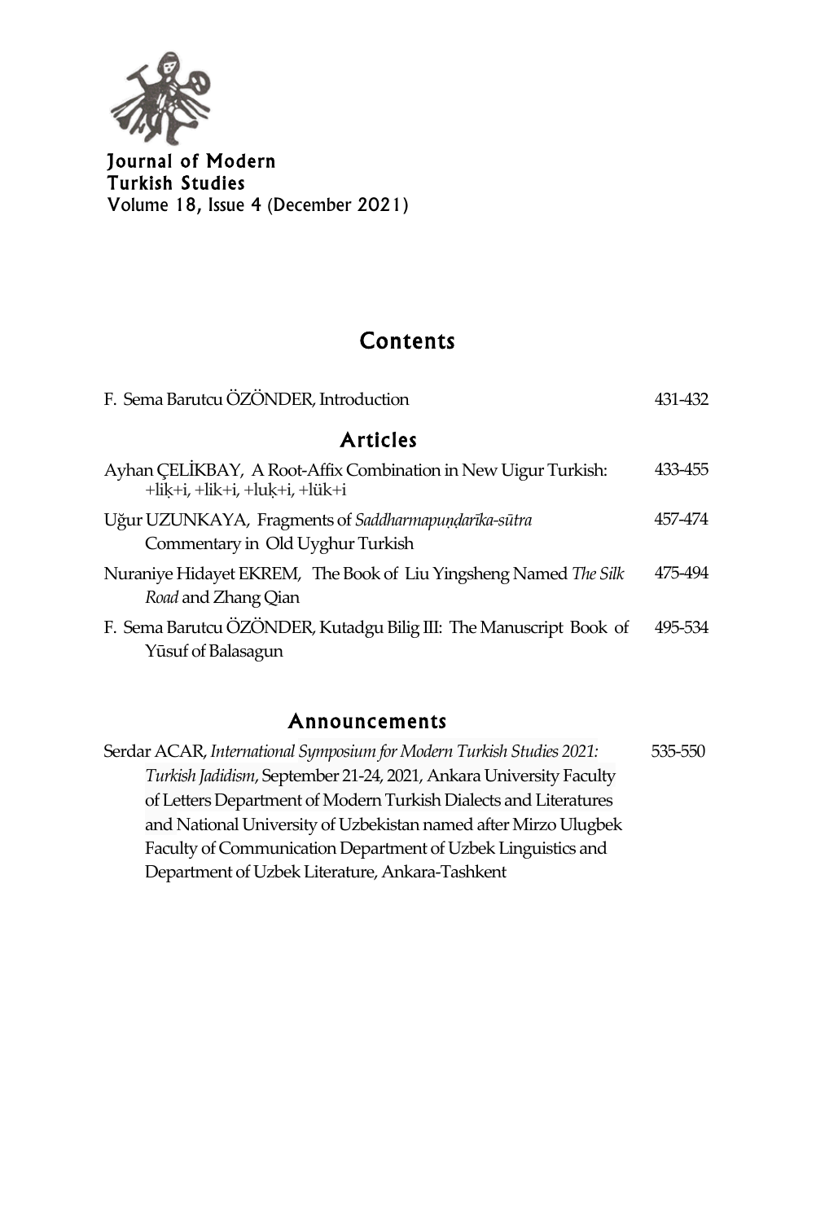Journal of Modern Turkish Studies
Volume 18, Issue 4 (December 2021)

# Contents

| | |
|---|---|
| F. Sema Barutcu ÖZÖNDER, Introduction | 431-432 |

## Articles

| | |
|---|---|
| Ayhan ÇELİKBAY, A Root-Affix Combination in New Uigur Turkish: +lịḳ+i, +lik+i, +luḳ+i, +lük+i | 433-455 |
| Uğur UZUNKAYA, Fragments of *Saddharmapuṇḍarīka-sūtra* Commentary in Old Uyghur Turkish | 457-474 |
| Nuraniye Hidayet EKREM, The Book of Liu Yingsheng Named *The Silk Road* and Zhang Qian | 475-494 |
| F. Sema Barutcu ÖZÖNDER, Kutadgu Bilig III: The Manuscript Book of Yūsuf of Balasagun | 495-534 |

## Announcements

| | |
|---|---|
| Serdar ACAR, *International Symposium for Modern Turkish Studies 2021: Turkish Jadidism*, September 21-24, 2021, Ankara University Faculty of Letters Department of Modern Turkish Dialects and Literatures and National University of Uzbekistan named after Mirzo Ulugbek Faculty of Communication Department of Uzbek Linguistics and Department of Uzbek Literature, Ankara-Tashkent | 535-550 |